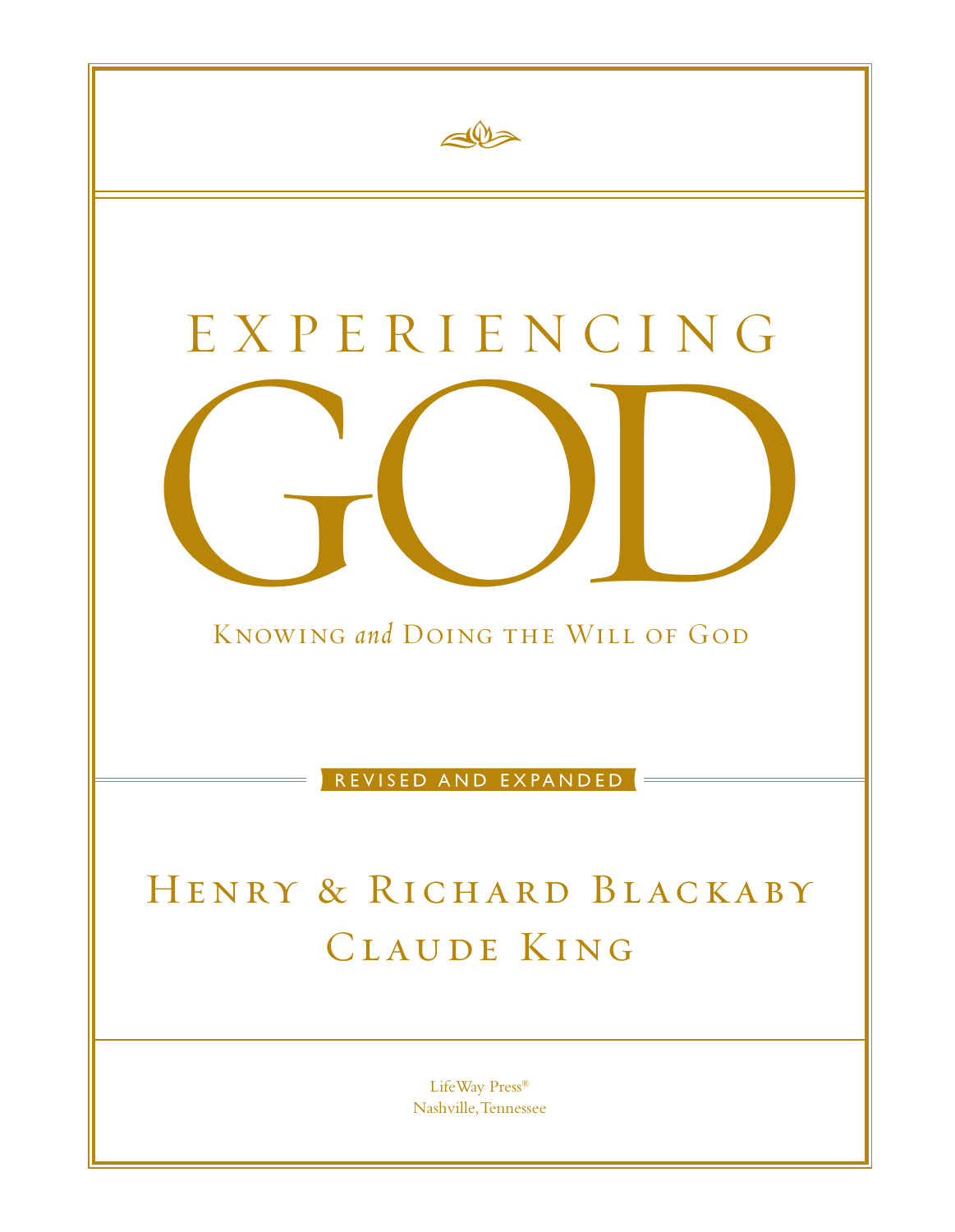# EXPERIENCING GOD

## KNOWING *and* DOING THE WILL OF GOD

REVISED AND EXPANDED

HENRY & RICHARD BLACKABY

CLAUDE KING

LifeWay Press®
Nashville, Tennessee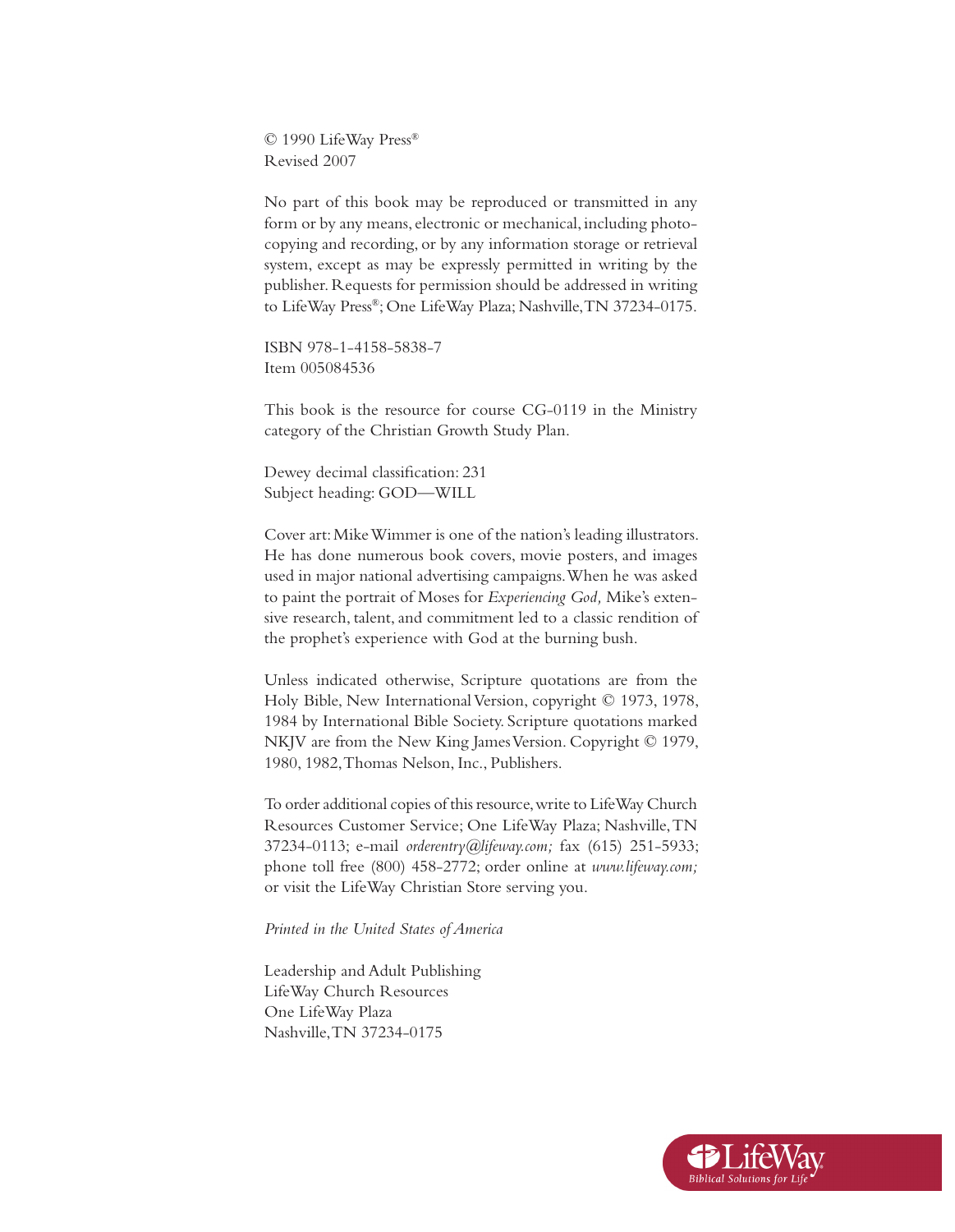© 1990 LifeWay Press®
Revised 2007

No part of this book may be reproduced or transmitted in any form or by any means, electronic or mechanical, including photocopying and recording, or by any information storage or retrieval system, except as may be expressly permitted in writing by the publisher. Requests for permission should be addressed in writing to LifeWay Press®; One LifeWay Plaza; Nashville, TN 37234-0175.

ISBN 978-1-4158-5838-7
Item 005084536

This book is the resource for course CG-0119 in the Ministry category of the Christian Growth Study Plan.

Dewey decimal classification: 231
Subject heading: GOD—WILL

Cover art: Mike Wimmer is one of the nation's leading illustrators. He has done numerous book covers, movie posters, and images used in major national advertising campaigns. When he was asked to paint the portrait of Moses for *Experiencing God,* Mike's extensive research, talent, and commitment led to a classic rendition of the prophet's experience with God at the burning bush.

Unless indicated otherwise, Scripture quotations are from the Holy Bible, New International Version, copyright © 1973, 1978, 1984 by International Bible Society. Scripture quotations marked NKJV are from the New King James Version. Copyright © 1979, 1980, 1982, Thomas Nelson, Inc., Publishers.

To order additional copies of this resource, write to LifeWay Church Resources Customer Service; One LifeWay Plaza; Nashville, TN 37234-0113; e-mail *orderentry@lifeway.com;* fax (615) 251-5933; phone toll free (800) 458-2772; order online at *www.lifeway.com;* or visit the LifeWay Christian Store serving you.

*Printed in the United States of America*

Leadership and Adult Publishing
LifeWay Church Resources
One LifeWay Plaza
Nashville, TN 37234-0175

LifeWay
Biblical Solutions for Life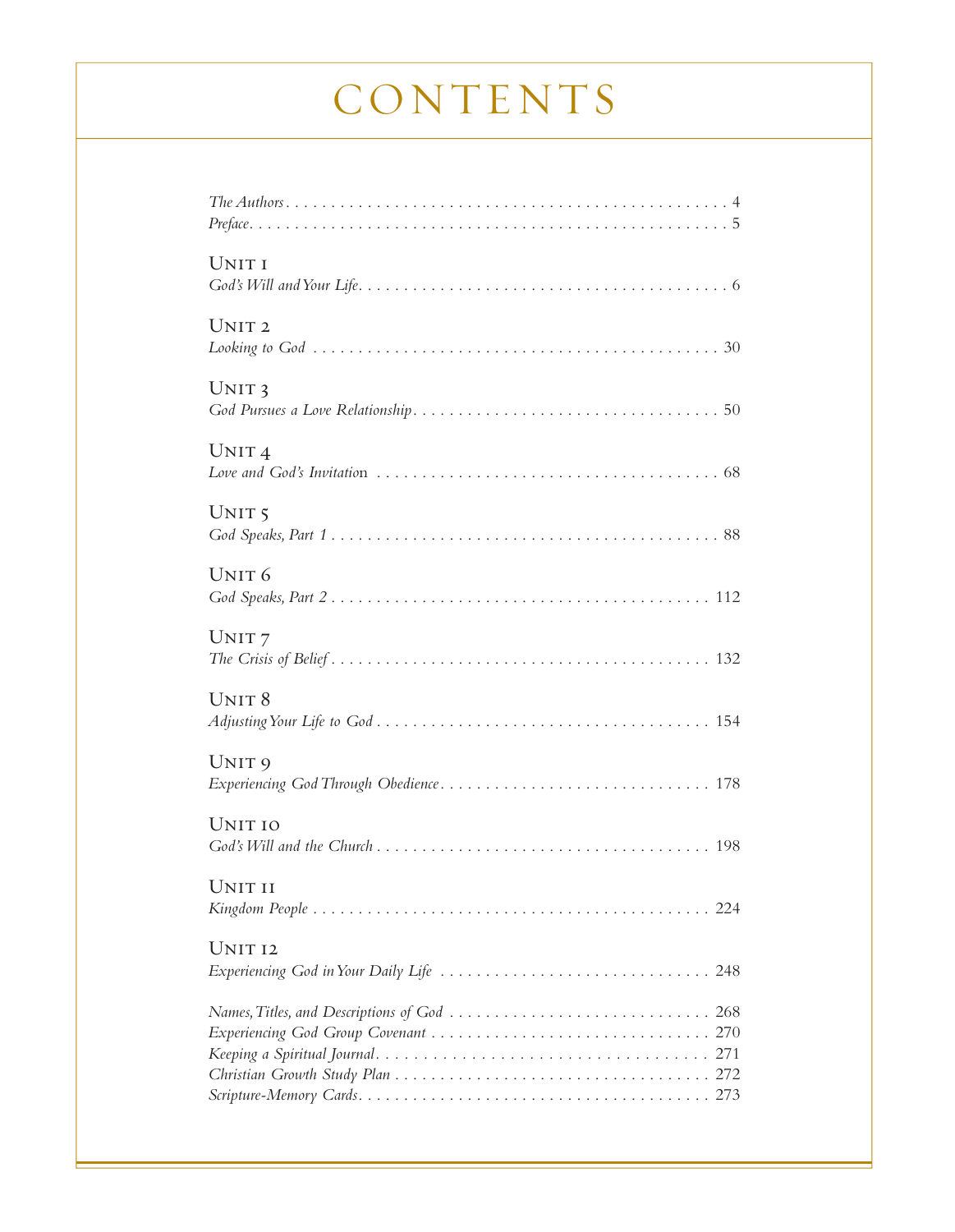# CONTENTS

*The Authors* . . . . . . . . . . . . . . . . . . . . . . . . . . . . . . . . . . . . . . . . . . . . . . . . . . 4
*Preface* . . . . . . . . . . . . . . . . . . . . . . . . . . . . . . . . . . . . . . . . . . . . . . . . . . . . 5

UNIT 1
*God's Will and Your Life* . . . . . . . . . . . . . . . . . . . . . . . . . . . . . . . . . . . . . . . . . 6

UNIT 2
*Looking to God* . . . . . . . . . . . . . . . . . . . . . . . . . . . . . . . . . . . . . . . . . . . . . 30

UNIT 3
*God Pursues a Love Relationship* . . . . . . . . . . . . . . . . . . . . . . . . . . . . . . . . . . 50

UNIT 4
*Love and God's Invitation* . . . . . . . . . . . . . . . . . . . . . . . . . . . . . . . . . . . . . . 68

UNIT 5
*God Speaks, Part 1* . . . . . . . . . . . . . . . . . . . . . . . . . . . . . . . . . . . . . . . . . . 88

UNIT 6
*God Speaks, Part 2* . . . . . . . . . . . . . . . . . . . . . . . . . . . . . . . . . . . . . . . . . . 112

UNIT 7
*The Crisis of Belief* . . . . . . . . . . . . . . . . . . . . . . . . . . . . . . . . . . . . . . . . . . 132

UNIT 8
*Adjusting Your Life to God* . . . . . . . . . . . . . . . . . . . . . . . . . . . . . . . . . . . . . 154

UNIT 9
*Experiencing God Through Obedience* . . . . . . . . . . . . . . . . . . . . . . . . . . . . . . 178

UNIT 10
*God's Will and the Church* . . . . . . . . . . . . . . . . . . . . . . . . . . . . . . . . . . . . . 198

UNIT 11
*Kingdom People* . . . . . . . . . . . . . . . . . . . . . . . . . . . . . . . . . . . . . . . . . . . . 224

UNIT 12
*Experiencing God in Your Daily Life* . . . . . . . . . . . . . . . . . . . . . . . . . . . . . . . 248

*Names, Titles, and Descriptions of God* . . . . . . . . . . . . . . . . . . . . . . . . . . . . . 268
*Experiencing God Group Covenant* . . . . . . . . . . . . . . . . . . . . . . . . . . . . . . . . 270
*Keeping a Spiritual Journal* . . . . . . . . . . . . . . . . . . . . . . . . . . . . . . . . . . . . 271
*Christian Growth Study Plan* . . . . . . . . . . . . . . . . . . . . . . . . . . . . . . . . . . . . 272
*Scripture-Memory Cards* . . . . . . . . . . . . . . . . . . . . . . . . . . . . . . . . . . . . . . . 273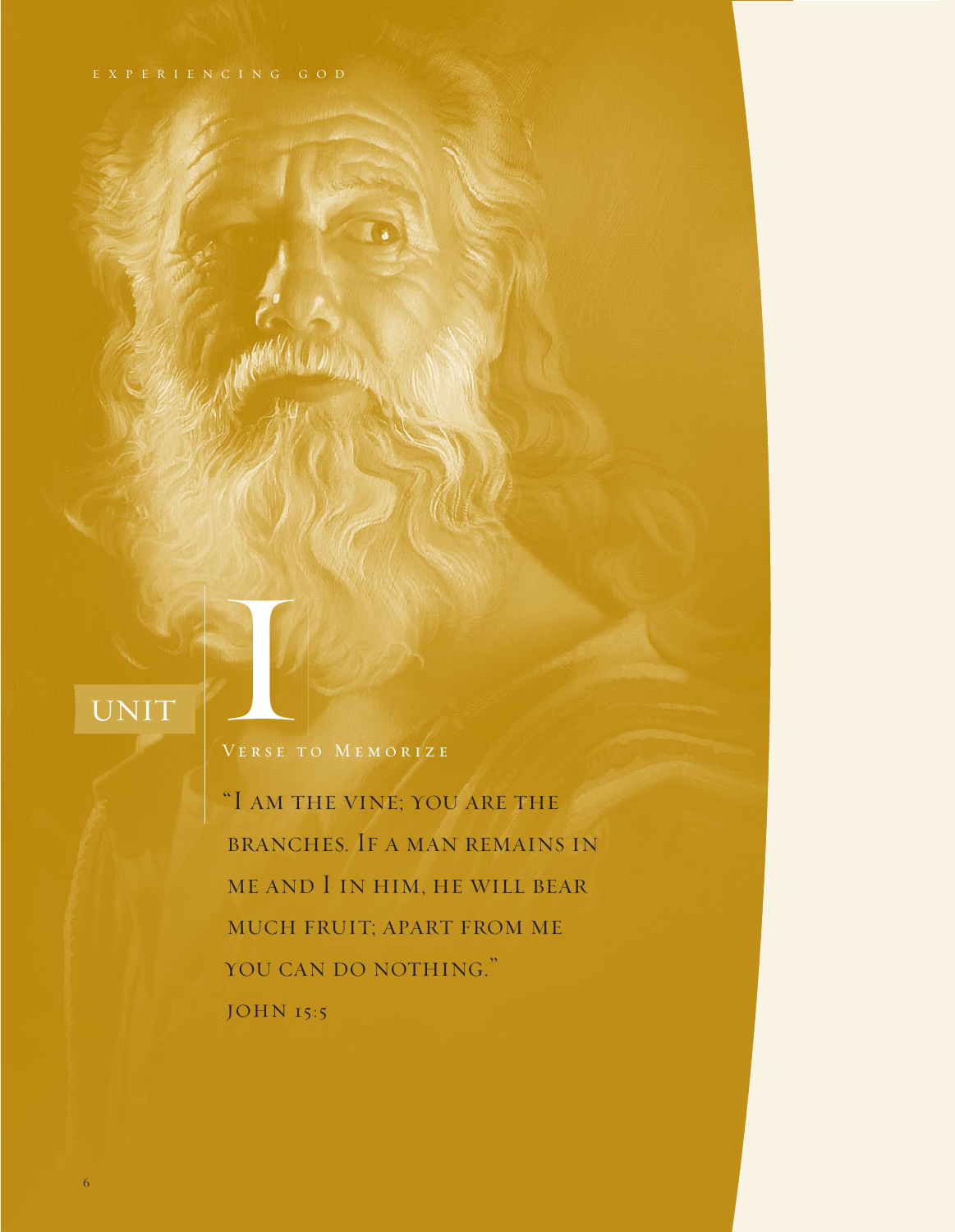# UNIT 1

## Verse to Memorize

"I am the vine; you are the branches. If a man remains in me and I in him, he will bear much fruit; apart from me you can do nothing."

John 15:5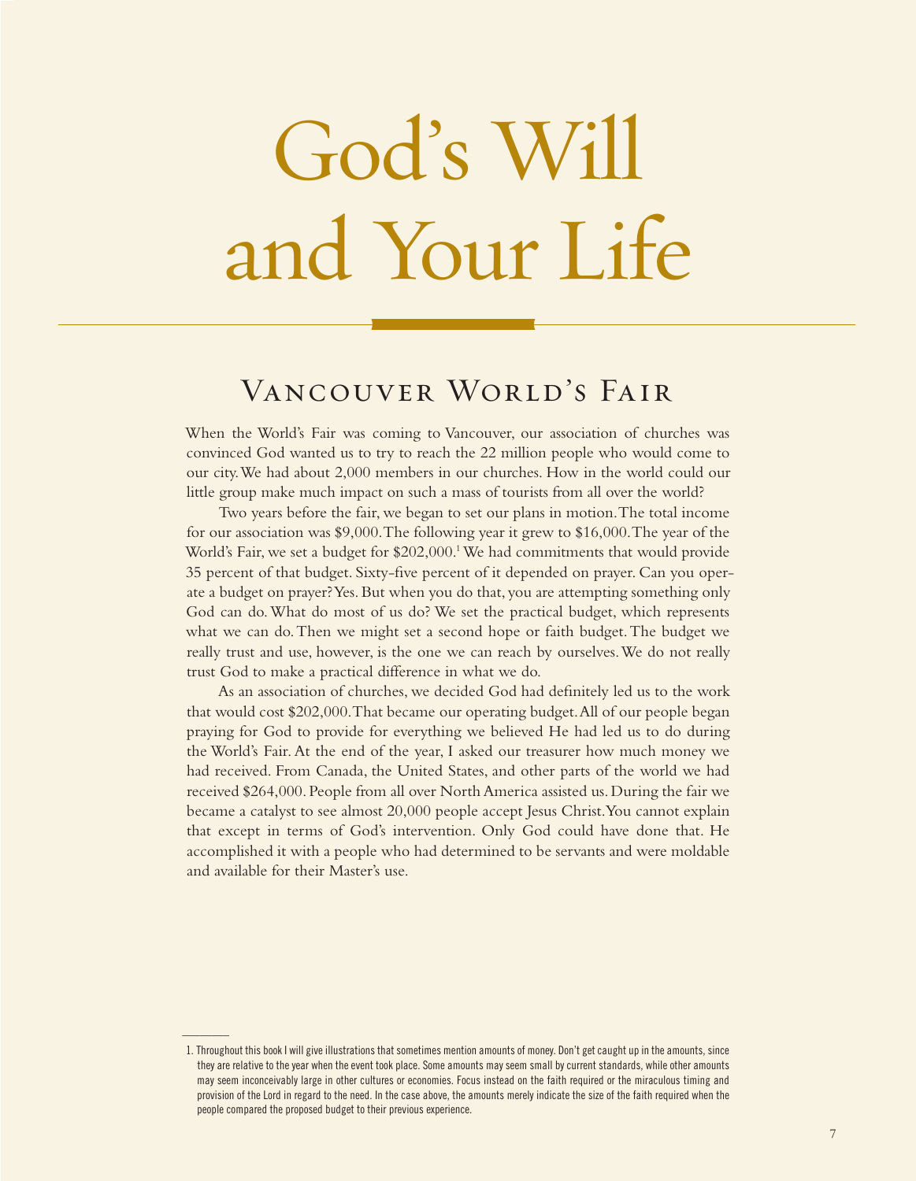# God's Will and Your Life

## Vancouver World's Fair

When the World's Fair was coming to Vancouver, our association of churches was convinced God wanted us to try to reach the 22 million people who would come to our city. We had about 2,000 members in our churches. How in the world could our little group make much impact on such a mass of tourists from all over the world?

Two years before the fair, we began to set our plans in motion. The total income for our association was $9,000. The following year it grew to $16,000. The year of the World's Fair, we set a budget for $202,000.[1] We had commitments that would provide 35 percent of that budget. Sixty-five percent of it depended on prayer. Can you operate a budget on prayer? Yes. But when you do that, you are attempting something only God can do. What do most of us do? We set the practical budget, which represents what we can do. Then we might set a second hope or faith budget. The budget we really trust and use, however, is the one we can reach by ourselves. We do not really trust God to make a practical difference in what we do.

As an association of churches, we decided God had definitely led us to the work that would cost $202,000. That became our operating budget. All of our people began praying for God to provide for everything we believed He had led us to do during the World's Fair. At the end of the year, I asked our treasurer how much money we had received. From Canada, the United States, and other parts of the world we had received $264,000. People from all over North America assisted us. During the fair we became a catalyst to see almost 20,000 people accept Jesus Christ. You cannot explain that except in terms of God's intervention. Only God could have done that. He accomplished it with a people who had determined to be servants and were moldable and available for their Master's use.

---

1. Throughout this book I will give illustrations that sometimes mention amounts of money. Don't get caught up in the amounts, since they are relative to the year when the event took place. Some amounts may seem small by current standards, while other amounts may seem inconceivably large in other cultures or economies. Focus instead on the faith required or the miraculous timing and provision of the Lord in regard to the need. In the case above, the amounts merely indicate the size of the faith required when the people compared the proposed budget to their previous experience.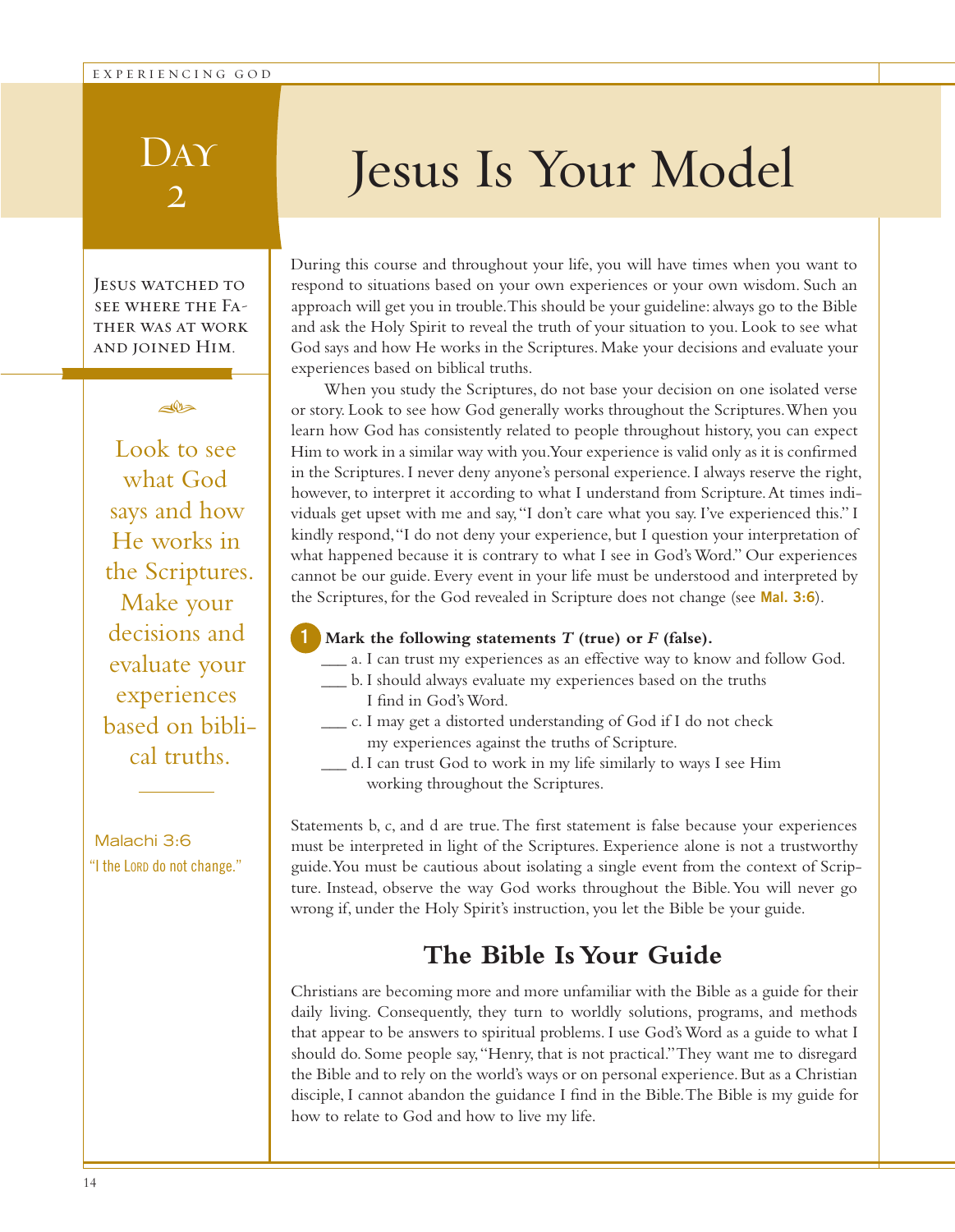# Day 2

# Jesus Is Your Model

Jesus watched to see where the Father was at work and joined Him.

Look to see what God says and how He works in the Scriptures. Make your decisions and evaluate your experiences based on biblical truths.

Malachi 3:6
"I the LORD do not change."

During this course and throughout your life, you will have times when you want to respond to situations based on your own experiences or your own wisdom. Such an approach will get you in trouble. This should be your guideline: always go to the Bible and ask the Holy Spirit to reveal the truth of your situation to you. Look to see what God says and how He works in the Scriptures. Make your decisions and evaluate your experiences based on biblical truths.

When you study the Scriptures, do not base your decision on one isolated verse or story. Look to see how God generally works throughout the Scriptures. When you learn how God has consistently related to people throughout history, you can expect Him to work in a similar way with you. Your experience is valid only as it is confirmed in the Scriptures. I never deny anyone's personal experience. I always reserve the right, however, to interpret it according to what I understand from Scripture. At times individuals get upset with me and say, "I don't care what you say. I've experienced this." I kindly respond, "I do not deny your experience, but I question your interpretation of what happened because it is contrary to what I see in God's Word." Our experiences cannot be our guide. Every event in your life must be understood and interpreted by the Scriptures, for the God revealed in Scripture does not change (see **Mal. 3:6**).

**1 Mark the following statements *T* (true) or *F* (false).**

___ a. I can trust my experiences as an effective way to know and follow God.
___ b. I should always evaluate my experiences based on the truths I find in God's Word.
___ c. I may get a distorted understanding of God if I do not check my experiences against the truths of Scripture.
___ d. I can trust God to work in my life similarly to ways I see Him working throughout the Scriptures.

Statements b, c, and d are true. The first statement is false because your experiences must be interpreted in light of the Scriptures. Experience alone is not a trustworthy guide. You must be cautious about isolating a single event from the context of Scripture. Instead, observe the way God works throughout the Bible. You will never go wrong if, under the Holy Spirit's instruction, you let the Bible be your guide.

## The Bible Is Your Guide

Christians are becoming more and more unfamiliar with the Bible as a guide for their daily living. Consequently, they turn to worldly solutions, programs, and methods that appear to be answers to spiritual problems. I use God's Word as a guide to what I should do. Some people say, "Henry, that is not practical." They want me to disregard the Bible and to rely on the world's ways or on personal experience. But as a Christian disciple, I cannot abandon the guidance I find in the Bible. The Bible is my guide for how to relate to God and how to live my life.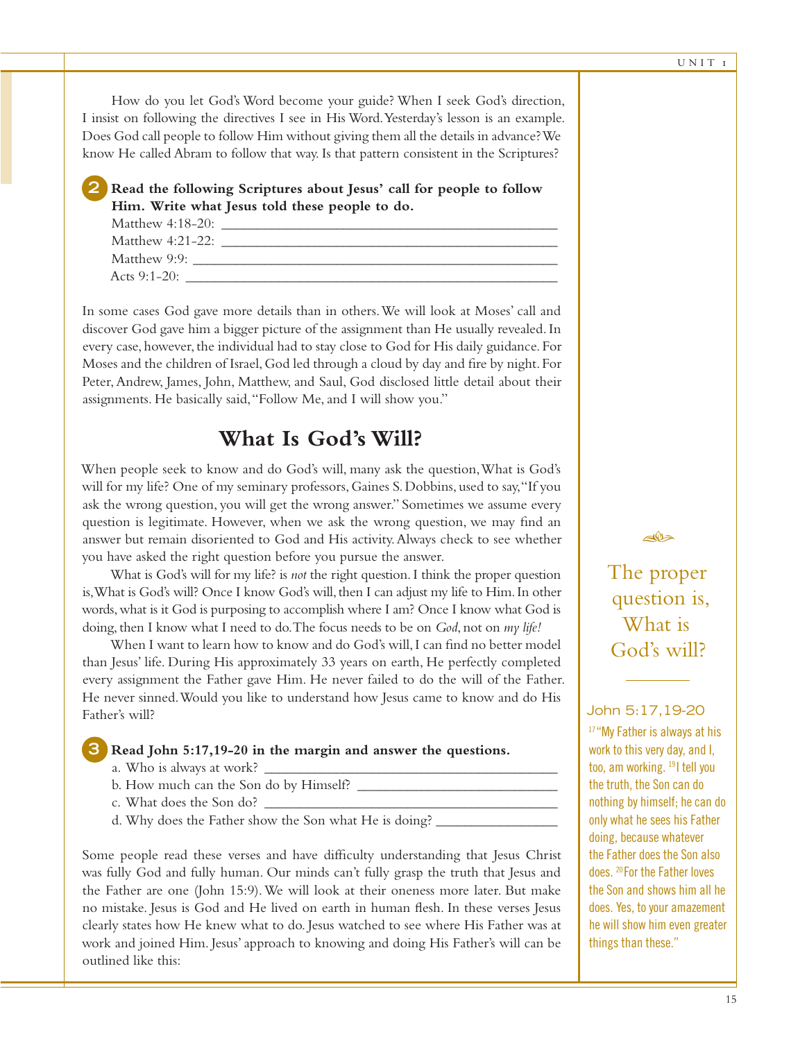How do you let God's Word become your guide? When I seek God's direction, I insist on following the directives I see in His Word. Yesterday's lesson is an example. Does God call people to follow Him without giving them all the details in advance? We know He called Abram to follow that way. Is that pattern consistent in the Scriptures?

**2 Read the following Scriptures about Jesus' call for people to follow Him. Write what Jesus told these people to do.**

Matthew 4:18-20: ______________________________________________

Matthew 4:21-22: ______________________________________________

Matthew 9:9: _________________________________________________

Acts 9:1-20: __________________________________________________

In some cases God gave more details than in others. We will look at Moses' call and discover God gave him a bigger picture of the assignment than He usually revealed. In every case, however, the individual had to stay close to God for His daily guidance. For Moses and the children of Israel, God led through a cloud by day and fire by night. For Peter, Andrew, James, John, Matthew, and Saul, God disclosed little detail about their assignments. He basically said, "Follow Me, and I will show you."

## What Is God's Will?

When people seek to know and do God's will, many ask the question, What is God's will for my life? One of my seminary professors, Gaines S. Dobbins, used to say, "If you ask the wrong question, you will get the wrong answer." Sometimes we assume every question is legitimate. However, when we ask the wrong question, we may find an answer but remain disoriented to God and His activity. Always check to see whether you have asked the right question before you pursue the answer.

What is God's will for my life? is *not* the right question. I think the proper question is, What is God's will? Once I know God's will, then I can adjust my life to Him. In other words, what is it God is purposing to accomplish where I am? Once I know what God is doing, then I know what I need to do. The focus needs to be on *God*, not on *my life!*

When I want to learn how to know and do God's will, I can find no better model than Jesus' life. During His approximately 33 years on earth, He perfectly completed every assignment the Father gave Him. He never failed to do the will of the Father. He never sinned. Would you like to understand how Jesus came to know and do His Father's will?

The proper question is, What is God's will?

**3 Read John 5:17,19-20 in the margin and answer the questions.**

a. Who is always at work? ____________________________________

b. How much can the Son do by Himself? _______________________

c. What does the Son do? ____________________________________

d. Why does the Father show the Son what He is doing? ____________

John 5:17,19-20

[17] "My Father is always at his work to this very day, and I, too, am working. [19] I tell you the truth, the Son can do nothing by himself; he can do only what he sees his Father doing, because whatever the Father does the Son also does. [20] For the Father loves the Son and shows him all he does. Yes, to your amazement he will show him even greater things than these."

Some people read these verses and have difficulty understanding that Jesus Christ was fully God and fully human. Our minds can't fully grasp the truth that Jesus and the Father are one (John 15:9). We will look at their oneness more later. But make no mistake. Jesus is God and He lived on earth in human flesh. In these verses Jesus clearly states how He knew what to do. Jesus watched to see where His Father was at work and joined Him. Jesus' approach to knowing and doing His Father's will can be outlined like this: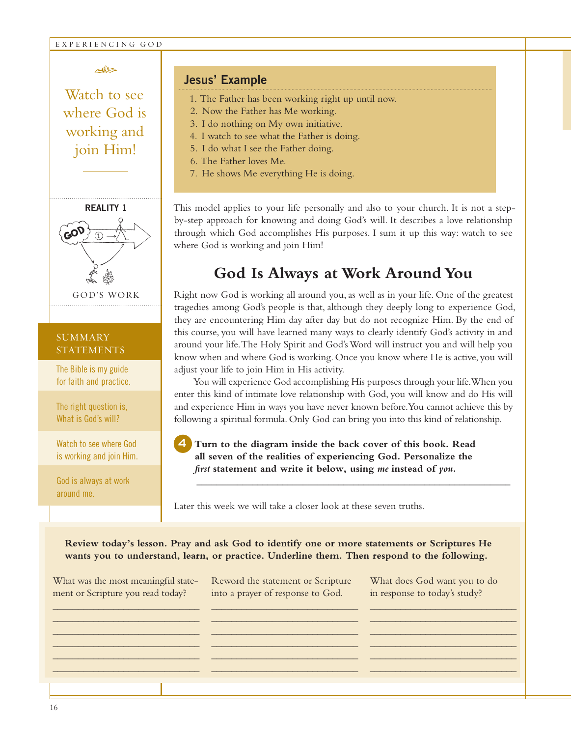Watch to see where God is working and join Him!

**REALITY 1**

GOD'S WORK

SUMMARY STATEMENTS

The Bible is my guide for faith and practice.

The right question is, What is God's will?

Watch to see where God is working and join Him.

God is always at work around me.

### Jesus' Example

1. The Father has been working right up until now.
2. Now the Father has Me working.
3. I do nothing on My own initiative.
4. I watch to see what the Father is doing.
5. I do what I see the Father doing.
6. The Father loves Me.
7. He shows Me everything He is doing.

This model applies to your life personally and also to your church. It is not a step-by-step approach for knowing and doing God's will. It describes a love relationship through which God accomplishes His purposes. I sum it up this way: watch to see where God is working and join Him!

## God Is Always at Work Around You

Right now God is working all around you, as well as in your life. One of the greatest tragedies among God's people is that, although they deeply long to experience God, they are encountering Him day after day but do not recognize Him. By the end of this course, you will have learned many ways to clearly identify God's activity in and around your life. The Holy Spirit and God's Word will instruct you and will help you know when and where God is working. Once you know where He is active, you will adjust your life to join Him in His activity.

You will experience God accomplishing His purposes through your life. When you enter this kind of intimate love relationship with God, you will know and do His will and experience Him in ways you have never known before. You cannot achieve this by following a spiritual formula. Only God can bring you into this kind of relationship.

**4 Turn to the diagram inside the back cover of this book. Read all seven of the realities of experiencing God. Personalize the *first* statement and write it below, using *me* instead of *you*.**

_______________________________________________

Later this week we will take a closer look at these seven truths.

**Review today's lesson. Pray and ask God to identify one or more statements or Scriptures He wants you to understand, learn, or practice. Underline them. Then respond to the following.**

What was the most meaningful statement or Scripture you read today?

_______________________________

Reword the statement or Scripture into a prayer of response to God.

_______________________________

What does God want you to do in response to today's study?

_______________________________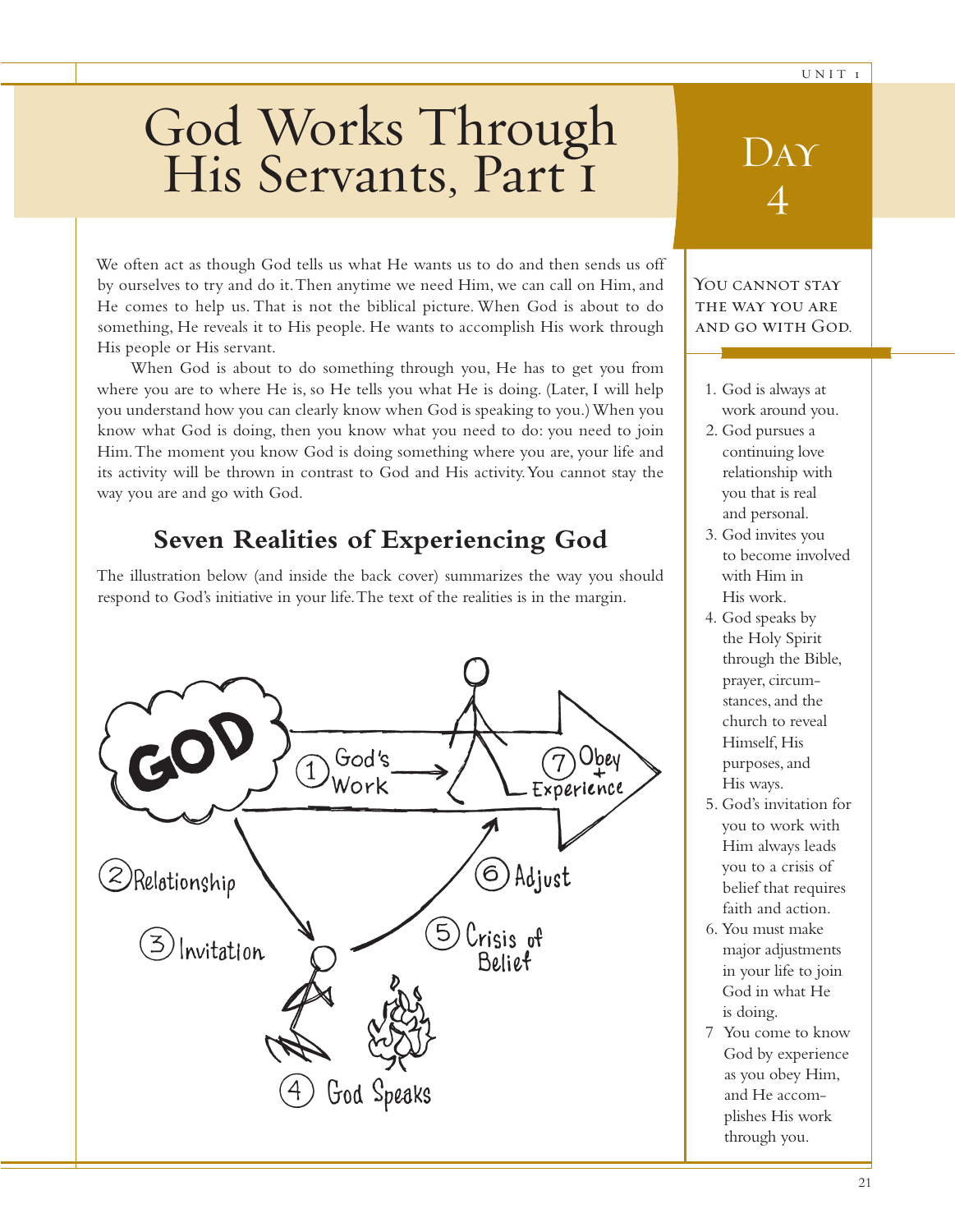# God Works Through His Servants, Part 1

## Day 4

We often act as though God tells us what He wants us to do and then sends us off by ourselves to try and do it. Then anytime we need Him, we can call on Him, and He comes to help us. That is not the biblical picture. When God is about to do something, He reveals it to His people. He wants to accomplish His work through His people or His servant.

When God is about to do something through you, He has to get you from where you are to where He is, so He tells you what He is doing. (Later, I will help you understand how you can clearly know when God is speaking to you.) When you know what God is doing, then you know what you need to do: you need to join Him. The moment you know God is doing something where you are, your life and its activity will be thrown in contrast to God and His activity. You cannot stay the way you are and go with God.

YOU CANNOT STAY THE WAY YOU ARE AND GO WITH GOD.

## Seven Realities of Experiencing God

The illustration below (and inside the back cover) summarizes the way you should respond to God's initiative in your life. The text of the realities is in the margin.

GOD

1 God's Work

2 Relationship

3 Invitation

4 God Speaks

5 Crisis of Belief

6 Adjust

7 Obey + Experience

1. God is always at work around you.
2. God pursues a continuing love relationship with you that is real and personal.
3. God invites you to become involved with Him in His work.
4. God speaks by the Holy Spirit through the Bible, prayer, circumstances, and the church to reveal Himself, His purposes, and His ways.
5. God's invitation for you to work with Him always leads you to a crisis of belief that requires faith and action.
6. You must make major adjustments in your life to join God in what He is doing.
7. You come to know God by experience as you obey Him, and He accomplishes His work through you.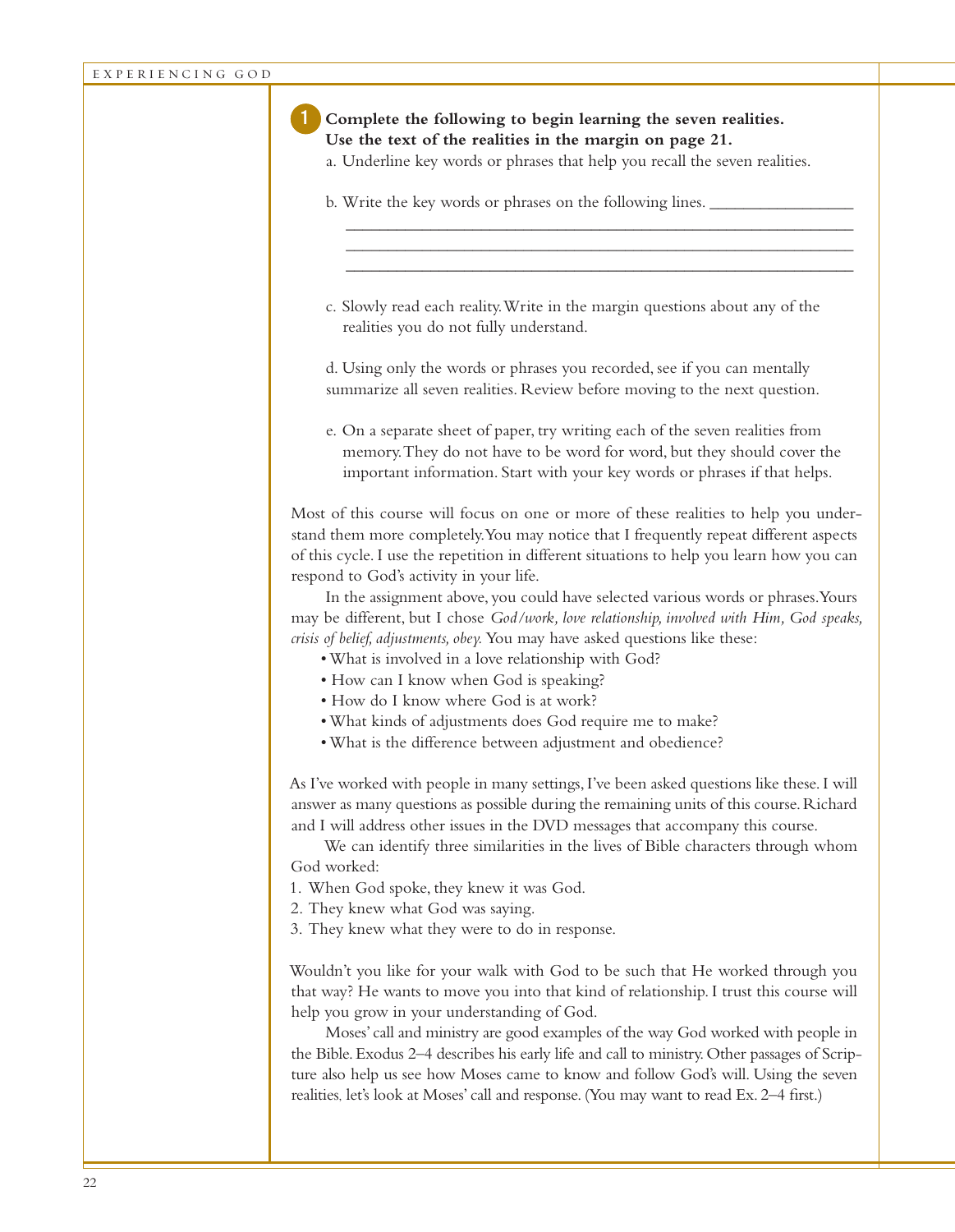**1** **Complete the following to begin learning the seven realities. Use the text of the realities in the margin on page 21.**

a. Underline key words or phrases that help you recall the seven realities.

b. Write the key words or phrases on the following lines. ________________
______________________________________________________________
______________________________________________________________
______________________________________________________________

c. Slowly read each reality. Write in the margin questions about any of the realities you do not fully understand.

d. Using only the words or phrases you recorded, see if you can mentally summarize all seven realities. Review before moving to the next question.

e. On a separate sheet of paper, try writing each of the seven realities from memory. They do not have to be word for word, but they should cover the important information. Start with your key words or phrases if that helps.

Most of this course will focus on one or more of these realities to help you understand them more completely. You may notice that I frequently repeat different aspects of this cycle. I use the repetition in different situations to help you learn how you can respond to God's activity in your life.

In the assignment above, you could have selected various words or phrases. Yours may be different, but I chose *God/work, love relationship, involved with Him, God speaks, crisis of belief, adjustments, obey.* You may have asked questions like these:

- What is involved in a love relationship with God?
- How can I know when God is speaking?
- How do I know where God is at work?
- What kinds of adjustments does God require me to make?
- What is the difference between adjustment and obedience?

As I've worked with people in many settings, I've been asked questions like these. I will answer as many questions as possible during the remaining units of this course. Richard and I will address other issues in the DVD messages that accompany this course.

We can identify three similarities in the lives of Bible characters through whom God worked:

1. When God spoke, they knew it was God.
2. They knew what God was saying.
3. They knew what they were to do in response.

Wouldn't you like for your walk with God to be such that He worked through you that way? He wants to move you into that kind of relationship. I trust this course will help you grow in your understanding of God.

Moses' call and ministry are good examples of the way God worked with people in the Bible. Exodus 2–4 describes his early life and call to ministry. Other passages of Scripture also help us see how Moses came to know and follow God's will. Using the seven realities, let's look at Moses' call and response. (You may want to read Ex. 2–4 first.)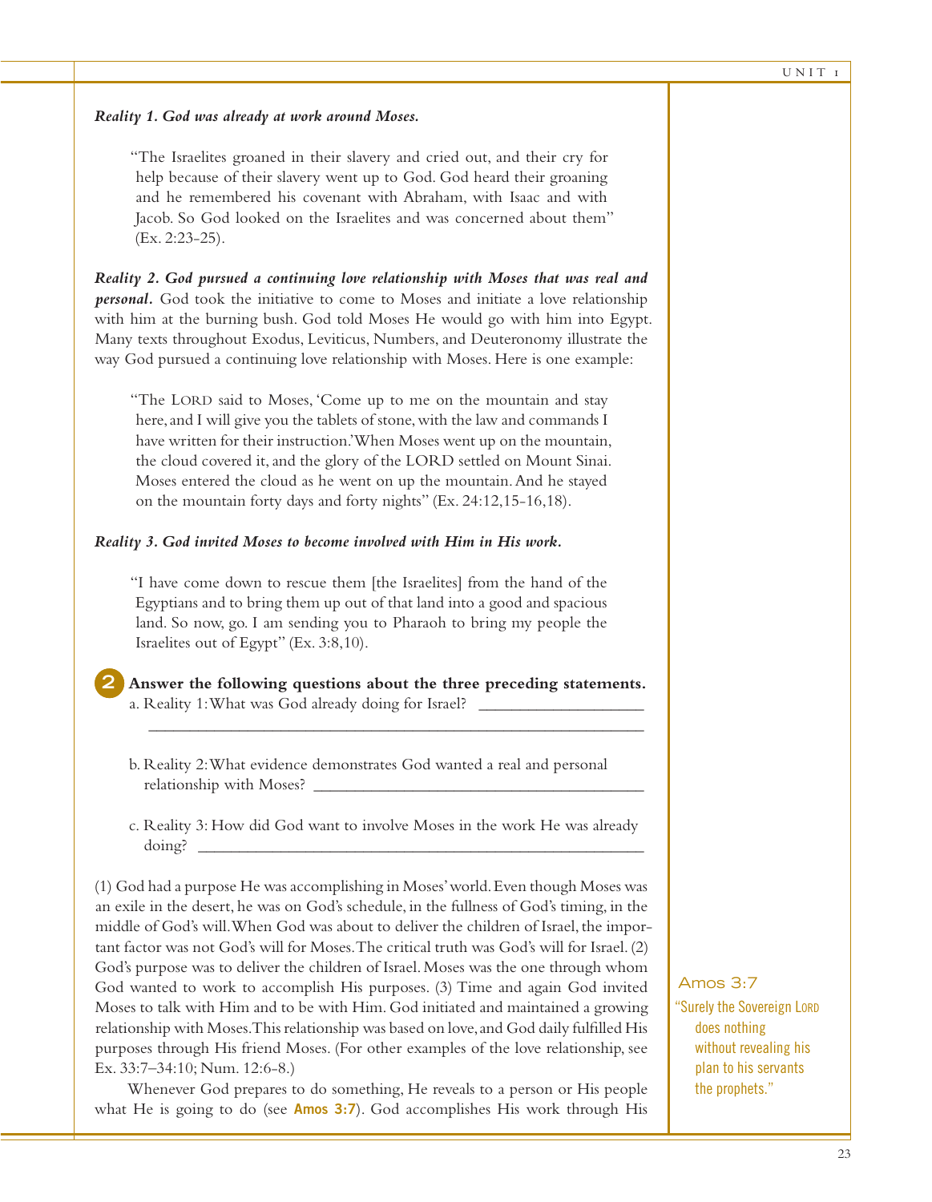***Reality 1. God was already at work around Moses.***

> "The Israelites groaned in their slavery and cried out, and their cry for help because of their slavery went up to God. God heard their groaning and he remembered his covenant with Abraham, with Isaac and with Jacob. So God looked on the Israelites and was concerned about them" (Ex. 2:23-25).

***Reality 2. God pursued a continuing love relationship with Moses that was real and personal.*** God took the initiative to come to Moses and initiate a love relationship with him at the burning bush. God told Moses He would go with him into Egypt. Many texts throughout Exodus, Leviticus, Numbers, and Deuteronomy illustrate the way God pursued a continuing love relationship with Moses. Here is one example:

> "The LORD said to Moses, 'Come up to me on the mountain and stay here, and I will give you the tablets of stone, with the law and commands I have written for their instruction.' When Moses went up on the mountain, the cloud covered it, and the glory of the LORD settled on Mount Sinai. Moses entered the cloud as he went on up the mountain. And he stayed on the mountain forty days and forty nights" (Ex. 24:12,15-16,18).

***Reality 3. God invited Moses to become involved with Him in His work.***

> "I have come down to rescue them [the Israelites] from the hand of the Egyptians and to bring them up out of that land into a good and spacious land. So now, go. I am sending you to Pharaoh to bring my people the Israelites out of Egypt" (Ex. 3:8,10).

**2** **Answer the following questions about the three preceding statements.**

a. Reality 1: What was God already doing for Israel? ____________________
_______________________________________________________________

b. Reality 2: What evidence demonstrates God wanted a real and personal relationship with Moses? ________________________________________

c. Reality 3: How did God want to involve Moses in the work He was already doing? ______________________________________________________

(1) God had a purpose He was accomplishing in Moses' world. Even though Moses was an exile in the desert, he was on God's schedule, in the fullness of God's timing, in the middle of God's will. When God was about to deliver the children of Israel, the important factor was not God's will for Moses. The critical truth was God's will for Israel. (2) God's purpose was to deliver the children of Israel. Moses was the one through whom God wanted to work to accomplish His purposes. (3) Time and again God invited Moses to talk with Him and to be with Him. God initiated and maintained a growing relationship with Moses. This relationship was based on love, and God daily fulfilled His purposes through His friend Moses. (For other examples of the love relationship, see Ex. 33:7–34:10; Num. 12:6-8.)

Whenever God prepares to do something, He reveals to a person or His people what He is going to do (see **Amos 3:7**). God accomplishes His work through His

**Amos 3:7**
"Surely the Sovereign LORD does nothing without revealing his plan to his servants the prophets."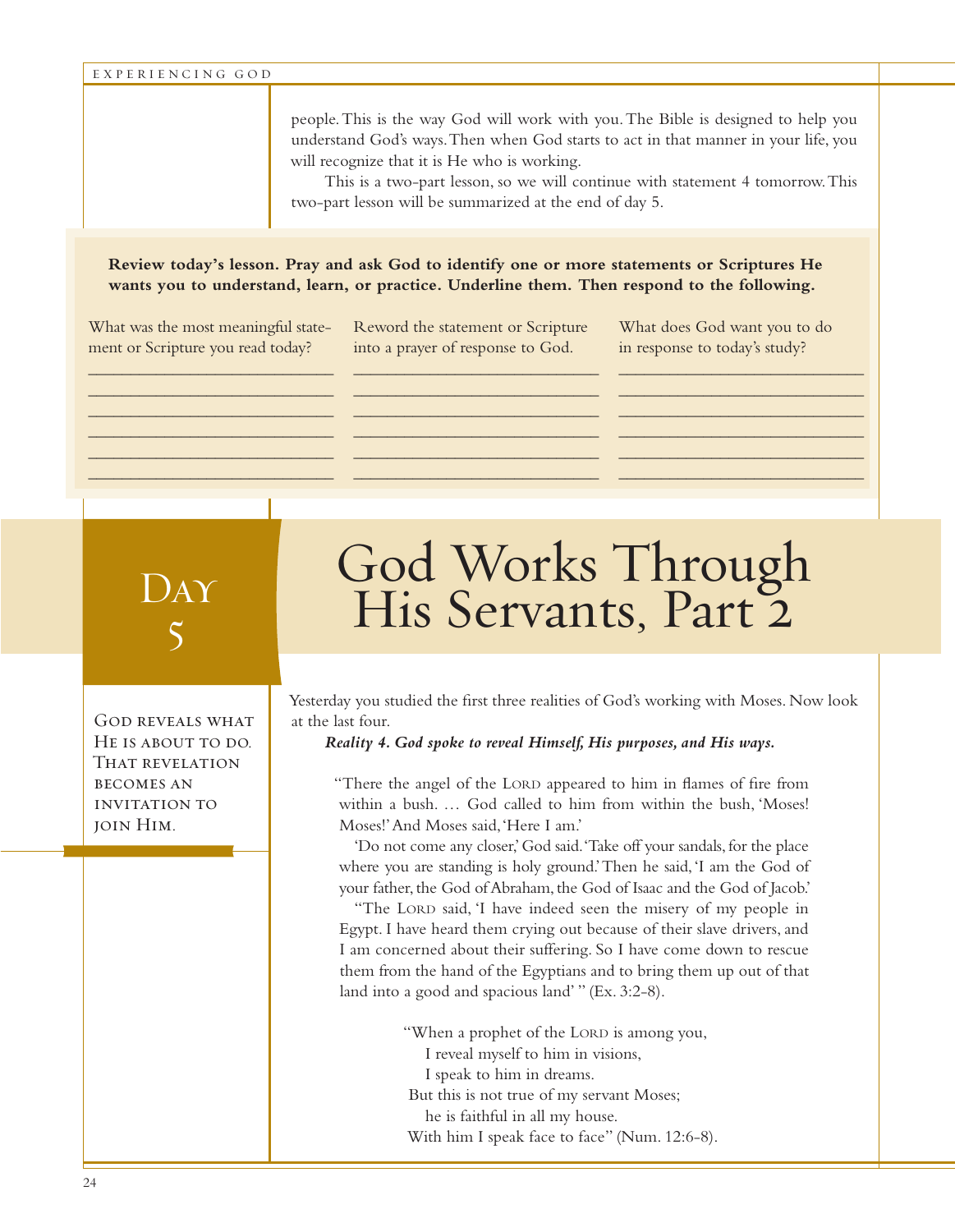people. This is the way God will work with you. The Bible is designed to help you understand God's ways. Then when God starts to act in that manner in your life, you will recognize that it is He who is working.

This is a two-part lesson, so we will continue with statement 4 tomorrow. This two-part lesson will be summarized at the end of day 5.

**Review today's lesson. Pray and ask God to identify one or more statements or Scriptures He wants you to understand, learn, or practice. Underline them. Then respond to the following.**

What was the most meaningful statement or Scripture you read today?

______________________________
______________________________
______________________________
______________________________
______________________________
______________________________

Reword the statement or Scripture into a prayer of response to God.

______________________________
______________________________
______________________________
______________________________
______________________________
______________________________

What does God want you to do in response to today's study?

______________________________
______________________________
______________________________
______________________________
______________________________
______________________________

# Day 5

# God Works Through His Servants, Part 2

GOD REVEALS WHAT HE IS ABOUT TO DO. THAT REVELATION BECOMES AN INVITATION TO JOIN HIM.

Yesterday you studied the first three realities of God's working with Moses. Now look at the last four.

***Reality 4. God spoke to reveal Himself, His purposes, and His ways.***

> "There the angel of the LORD appeared to him in flames of fire from within a bush. … God called to him from within the bush, 'Moses! Moses!' And Moses said, 'Here I am.'
>
> 'Do not come any closer,' God said. 'Take off your sandals, for the place where you are standing is holy ground.' Then he said, 'I am the God of your father, the God of Abraham, the God of Isaac and the God of Jacob.'
>
> "The LORD said, 'I have indeed seen the misery of my people in Egypt. I have heard them crying out because of their slave drivers, and I am concerned about their suffering. So I have come down to rescue them from the hand of the Egyptians and to bring them up out of that land into a good and spacious land' " (Ex. 3:2-8).

> "When a prophet of the LORD is among you,
> I reveal myself to him in visions,
> I speak to him in dreams.
> But this is not true of my servant Moses;
> he is faithful in all my house.
> With him I speak face to face" (Num. 12:6-8).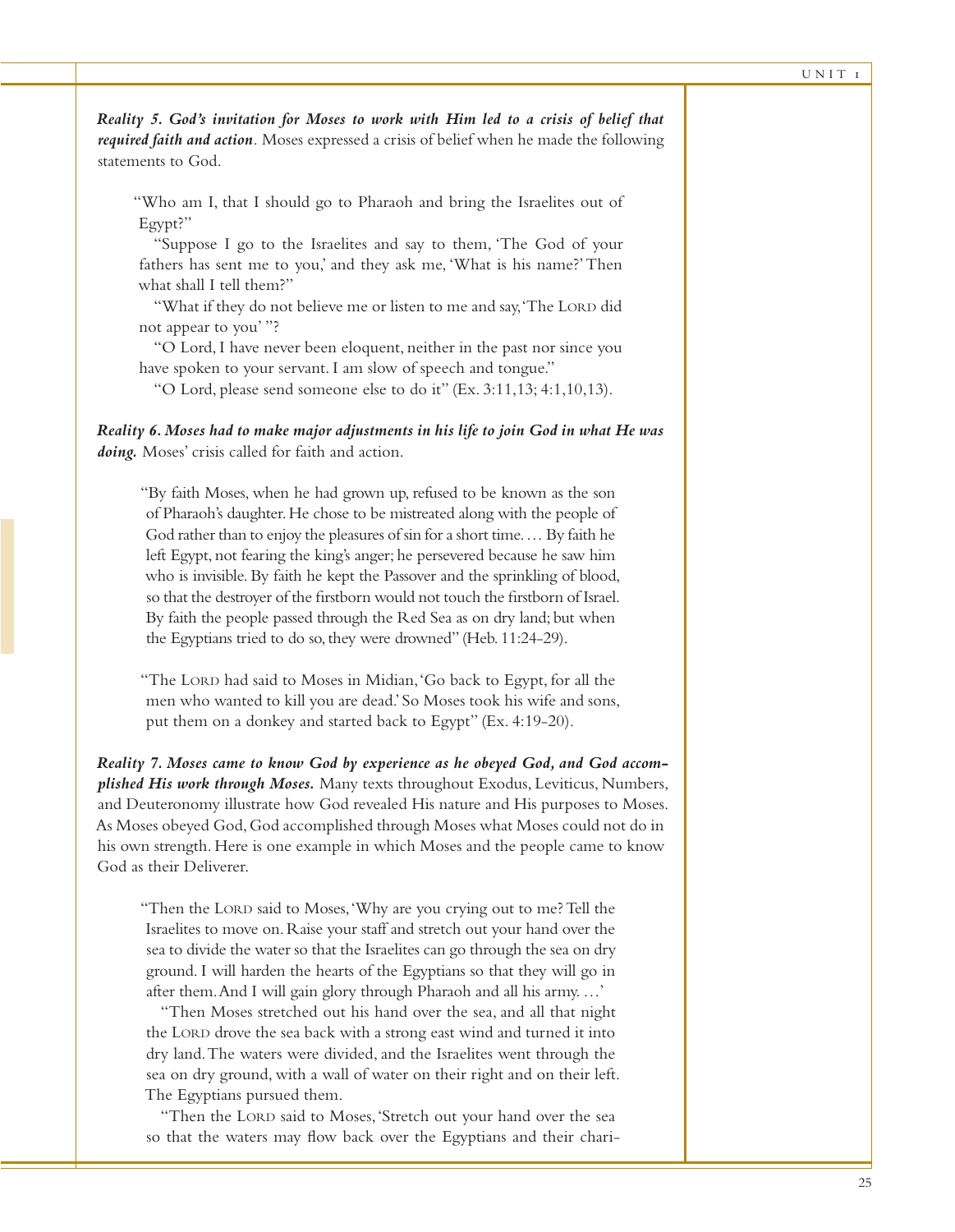***Reality 5. God's invitation for Moses to work with Him led to a crisis of belief that required faith and action.*** Moses expressed a crisis of belief when he made the following statements to God.

> "Who am I, that I should go to Pharaoh and bring the Israelites out of Egypt?"
>
> "Suppose I go to the Israelites and say to them, 'The God of your fathers has sent me to you,' and they ask me, 'What is his name?' Then what shall I tell them?"
>
> "What if they do not believe me or listen to me and say, 'The LORD did not appear to you' "?
>
> "O Lord, I have never been eloquent, neither in the past nor since you have spoken to your servant. I am slow of speech and tongue."
>
> "O Lord, please send someone else to do it" (Ex. 3:11,13; 4:1,10,13).

***Reality 6. Moses had to make major adjustments in his life to join God in what He was doing.*** Moses' crisis called for faith and action.

> "By faith Moses, when he had grown up, refused to be known as the son of Pharaoh's daughter. He chose to be mistreated along with the people of God rather than to enjoy the pleasures of sin for a short time. … By faith he left Egypt, not fearing the king's anger; he persevered because he saw him who is invisible. By faith he kept the Passover and the sprinkling of blood, so that the destroyer of the firstborn would not touch the firstborn of Israel. By faith the people passed through the Red Sea as on dry land; but when the Egyptians tried to do so, they were drowned" (Heb. 11:24-29).

> "The LORD had said to Moses in Midian, 'Go back to Egypt, for all the men who wanted to kill you are dead.' So Moses took his wife and sons, put them on a donkey and started back to Egypt" (Ex. 4:19-20).

***Reality 7. Moses came to know God by experience as he obeyed God, and God accomplished His work through Moses.*** Many texts throughout Exodus, Leviticus, Numbers, and Deuteronomy illustrate how God revealed His nature and His purposes to Moses. As Moses obeyed God, God accomplished through Moses what Moses could not do in his own strength. Here is one example in which Moses and the people came to know God as their Deliverer.

> "Then the LORD said to Moses, 'Why are you crying out to me? Tell the Israelites to move on. Raise your staff and stretch out your hand over the sea to divide the water so that the Israelites can go through the sea on dry ground. I will harden the hearts of the Egyptians so that they will go in after them. And I will gain glory through Pharaoh and all his army. …'
>
> "Then Moses stretched out his hand over the sea, and all that night the LORD drove the sea back with a strong east wind and turned it into dry land. The waters were divided, and the Israelites went through the sea on dry ground, with a wall of water on their right and on their left. The Egyptians pursued them.
>
> "Then the LORD said to Moses, 'Stretch out your hand over the sea so that the waters may flow back over the Egyptians and their chari-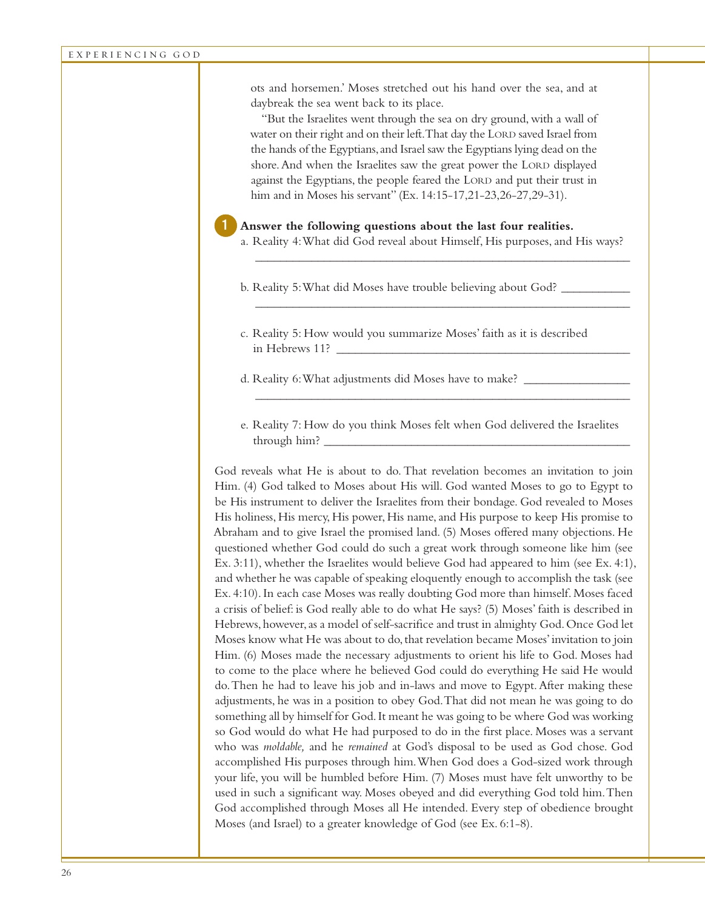ots and horsemen.' Moses stretched out his hand over the sea, and at daybreak the sea went back to its place.

"But the Israelites went through the sea on dry ground, with a wall of water on their right and on their left. That day the LORD saved Israel from the hands of the Egyptians, and Israel saw the Egyptians lying dead on the shore. And when the Israelites saw the great power the LORD displayed against the Egyptians, the people feared the LORD and put their trust in him and in Moses his servant" (Ex. 14:15-17,21-23,26-27,29-31).

**1 Answer the following questions about the last four realities.**

a. Reality 4: What did God reveal about Himself, His purposes, and His ways?
_______________________________________________

b. Reality 5: What did Moses have trouble believing about God? __________
_______________________________________________

c. Reality 5: How would you summarize Moses' faith as it is described in Hebrews 11? _______________________________________

d. Reality 6: What adjustments did Moses have to make? ______________
_______________________________________________

e. Reality 7: How do you think Moses felt when God delivered the Israelites through him? _______________________________________

God reveals what He is about to do. That revelation becomes an invitation to join Him. (4) God talked to Moses about His will. God wanted Moses to go to Egypt to be His instrument to deliver the Israelites from their bondage. God revealed to Moses His holiness, His mercy, His power, His name, and His purpose to keep His promise to Abraham and to give Israel the promised land. (5) Moses offered many objections. He questioned whether God could do such a great work through someone like him (see Ex. 3:11), whether the Israelites would believe God had appeared to him (see Ex. 4:1), and whether he was capable of speaking eloquently enough to accomplish the task (see Ex. 4:10). In each case Moses was really doubting God more than himself. Moses faced a crisis of belief: is God really able to do what He says? (5) Moses' faith is described in Hebrews, however, as a model of self-sacrifice and trust in almighty God. Once God let Moses know what He was about to do, that revelation became Moses' invitation to join Him. (6) Moses made the necessary adjustments to orient his life to God. Moses had to come to the place where he believed God could do everything He said He would do. Then he had to leave his job and in-laws and move to Egypt. After making these adjustments, he was in a position to obey God. That did not mean he was going to do something all by himself for God. It meant he was going to be where God was working so God would do what He had purposed to do in the first place. Moses was a servant who was *moldable,* and he *remained* at God's disposal to be used as God chose. God accomplished His purposes through him. When God does a God-sized work through your life, you will be humbled before Him. (7) Moses must have felt unworthy to be used in such a significant way. Moses obeyed and did everything God told him. Then God accomplished through Moses all He intended. Every step of obedience brought Moses (and Israel) to a greater knowledge of God (see Ex. 6:1-8).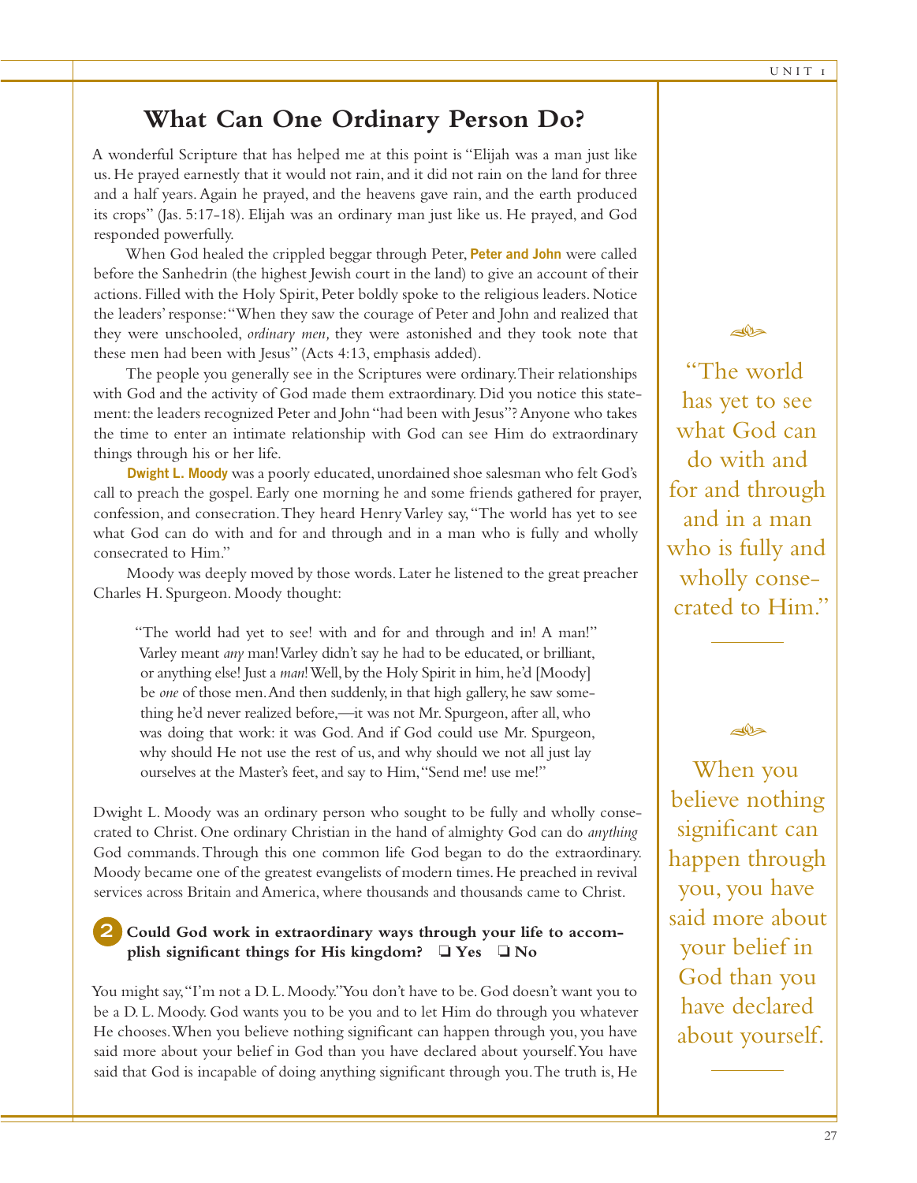## What Can One Ordinary Person Do?

A wonderful Scripture that has helped me at this point is "Elijah was a man just like us. He prayed earnestly that it would not rain, and it did not rain on the land for three and a half years. Again he prayed, and the heavens gave rain, and the earth produced its crops" (Jas. 5:17-18). Elijah was an ordinary man just like us. He prayed, and God responded powerfully.

When God healed the crippled beggar through Peter, **Peter and John** were called before the Sanhedrin (the highest Jewish court in the land) to give an account of their actions. Filled with the Holy Spirit, Peter boldly spoke to the religious leaders. Notice the leaders' response: "When they saw the courage of Peter and John and realized that they were unschooled, *ordinary men,* they were astonished and they took note that these men had been with Jesus" (Acts 4:13, emphasis added).

The people you generally see in the Scriptures were ordinary. Their relationships with God and the activity of God made them extraordinary. Did you notice this statement: the leaders recognized Peter and John "had been with Jesus"? Anyone who takes the time to enter an intimate relationship with God can see Him do extraordinary things through his or her life.

**Dwight L. Moody** was a poorly educated, unordained shoe salesman who felt God's call to preach the gospel. Early one morning he and some friends gathered for prayer, confession, and consecration. They heard Henry Varley say, "The world has yet to see what God can do with and for and through and in a man who is fully and wholly consecrated to Him."

Moody was deeply moved by those words. Later he listened to the great preacher Charles H. Spurgeon. Moody thought:

> "The world had yet to see! with and for and through and in! A man!" Varley meant *any* man! Varley didn't say he had to be educated, or brilliant, or anything else! Just a *man*! Well, by the Holy Spirit in him, he'd [Moody] be *one* of those men. And then suddenly, in that high gallery, he saw something he'd never realized before,—it was not Mr. Spurgeon, after all, who was doing that work: it was God. And if God could use Mr. Spurgeon, why should He not use the rest of us, and why should we not all just lay ourselves at the Master's feet, and say to Him, "Send me! use me!"

Dwight L. Moody was an ordinary person who sought to be fully and wholly consecrated to Christ. One ordinary Christian in the hand of almighty God can do *anything* God commands. Through this one common life God began to do the extraordinary. Moody became one of the greatest evangelists of modern times. He preached in revival services across Britain and America, where thousands and thousands came to Christ.

**2 Could God work in extraordinary ways through your life to accomplish significant things for His kingdom? ❑ Yes ❑ No**

You might say, "I'm not a D. L. Moody." You don't have to be. God doesn't want you to be a D. L. Moody. God wants you to be you and to let Him do through you whatever He chooses. When you believe nothing significant can happen through you, you have said more about your belief in God than you have declared about yourself. You have said that God is incapable of doing anything significant through you. The truth is, He

> "The world has yet to see what God can do with and for and through and in a man who is fully and wholly consecrated to Him."

> When you believe nothing significant can happen through you, you have said more about your belief in God than you have declared about yourself.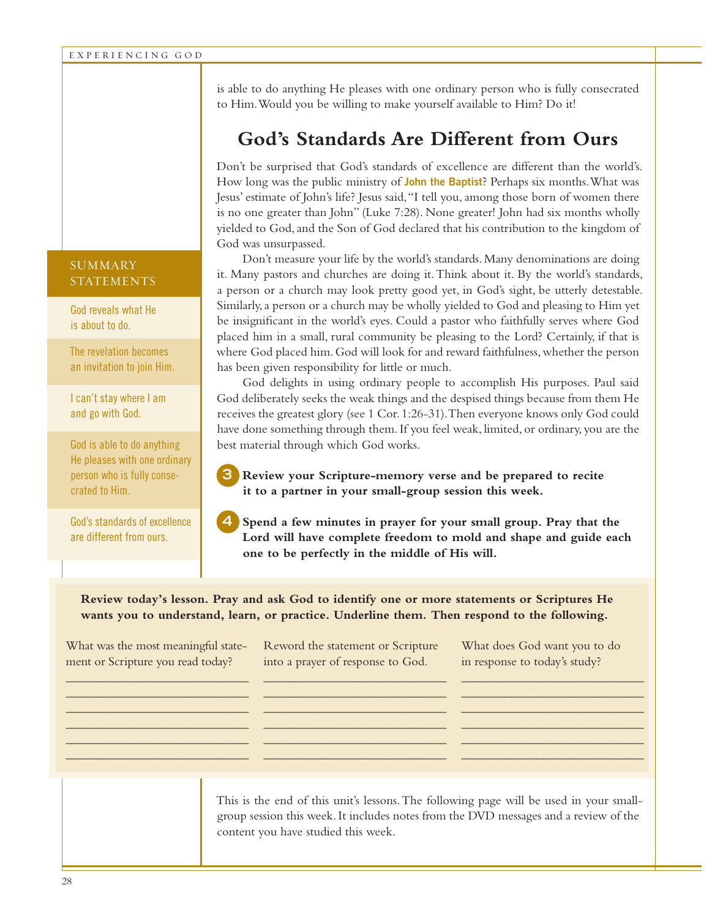is able to do anything He pleases with one ordinary person who is fully consecrated to Him. Would you be willing to make yourself available to Him? Do it!

## God's Standards Are Different from Ours

Don't be surprised that God's standards of excellence are different than the world's. How long was the public ministry of **John the Baptist**? Perhaps six months. What was Jesus' estimate of John's life? Jesus said, "I tell you, among those born of women there is no one greater than John" (Luke 7:28). None greater! John had six months wholly yielded to God, and the Son of God declared that his contribution to the kingdom of God was unsurpassed.

Don't measure your life by the world's standards. Many denominations are doing it. Many pastors and churches are doing it. Think about it. By the world's standards, a person or a church may look pretty good yet, in God's sight, be utterly detestable. Similarly, a person or a church may be wholly yielded to God and pleasing to Him yet be insignificant in the world's eyes. Could a pastor who faithfully serves where God placed him in a small, rural community be pleasing to the Lord? Certainly, if that is where God placed him. God will look for and reward faithfulness, whether the person has been given responsibility for little or much.

God delights in using ordinary people to accomplish His purposes. Paul said God deliberately seeks the weak things and the despised things because from them He receives the greatest glory (see 1 Cor. 1:26-31). Then everyone knows only God could have done something through them. If you feel weak, limited, or ordinary, you are the best material through which God works.

**SUMMARY STATEMENTS**

- God reveals what He is about to do.
- The revelation becomes an invitation to join Him.
- I can't stay where I am and go with God.
- God is able to do anything He pleases with one ordinary person who is fully consecrated to Him.
- God's standards of excellence are different from ours.

**3** **Review your Scripture-memory verse and be prepared to recite it to a partner in your small-group session this week.**

**4** **Spend a few minutes in prayer for your small group. Pray that the Lord will have complete freedom to mold and shape and guide each one to be perfectly in the middle of His will.**

**Review today's lesson. Pray and ask God to identify one or more statements or Scriptures He wants you to understand, learn, or practice. Underline them. Then respond to the following.**

What was the most meaningful statement or Scripture you read today?

______________________________
______________________________
______________________________
______________________________
______________________________
______________________________

Reword the statement or Scripture into a prayer of response to God.

______________________________
______________________________
______________________________
______________________________
______________________________
______________________________

What does God want you to do in response to today's study?

______________________________
______________________________
______________________________
______________________________
______________________________
______________________________

This is the end of this unit's lessons. The following page will be used in your small-group session this week. It includes notes from the DVD messages and a review of the content you have studied this week.